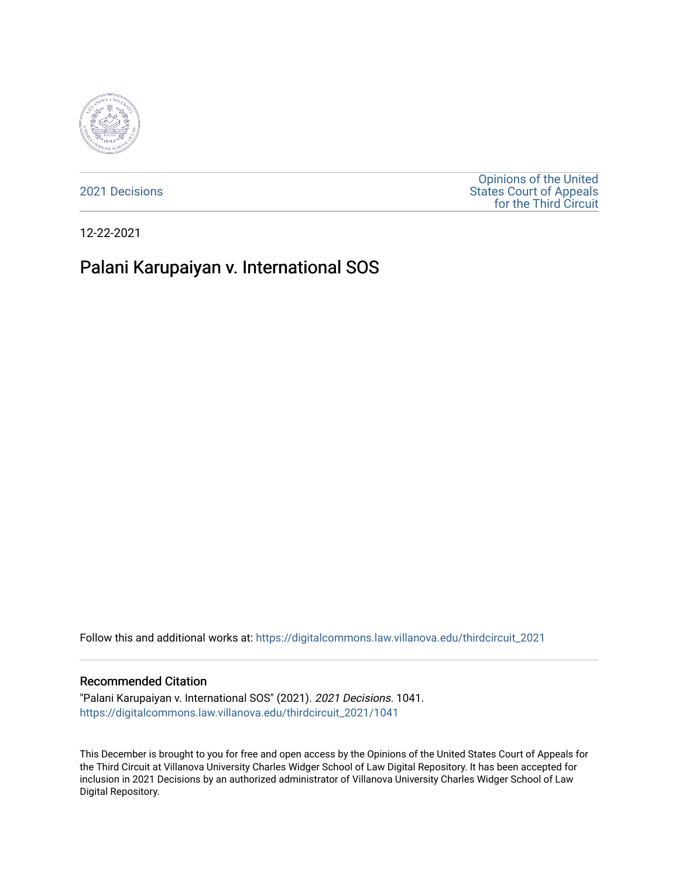2021 Decisions

Opinions of the United States Court of Appeals for the Third Circuit

12-22-2021

# Palani Karupaiyan v. International SOS

Follow this and additional works at: https://digitalcommons.law.villanova.edu/thirdcircuit_2021

### Recommended Citation

"Palani Karupaiyan v. International SOS" (2021). *2021 Decisions*. 1041.
https://digitalcommons.law.villanova.edu/thirdcircuit_2021/1041

This December is brought to you for free and open access by the Opinions of the United States Court of Appeals for the Third Circuit at Villanova University Charles Widger School of Law Digital Repository. It has been accepted for inclusion in 2021 Decisions by an authorized administrator of Villanova University Charles Widger School of Law Digital Repository.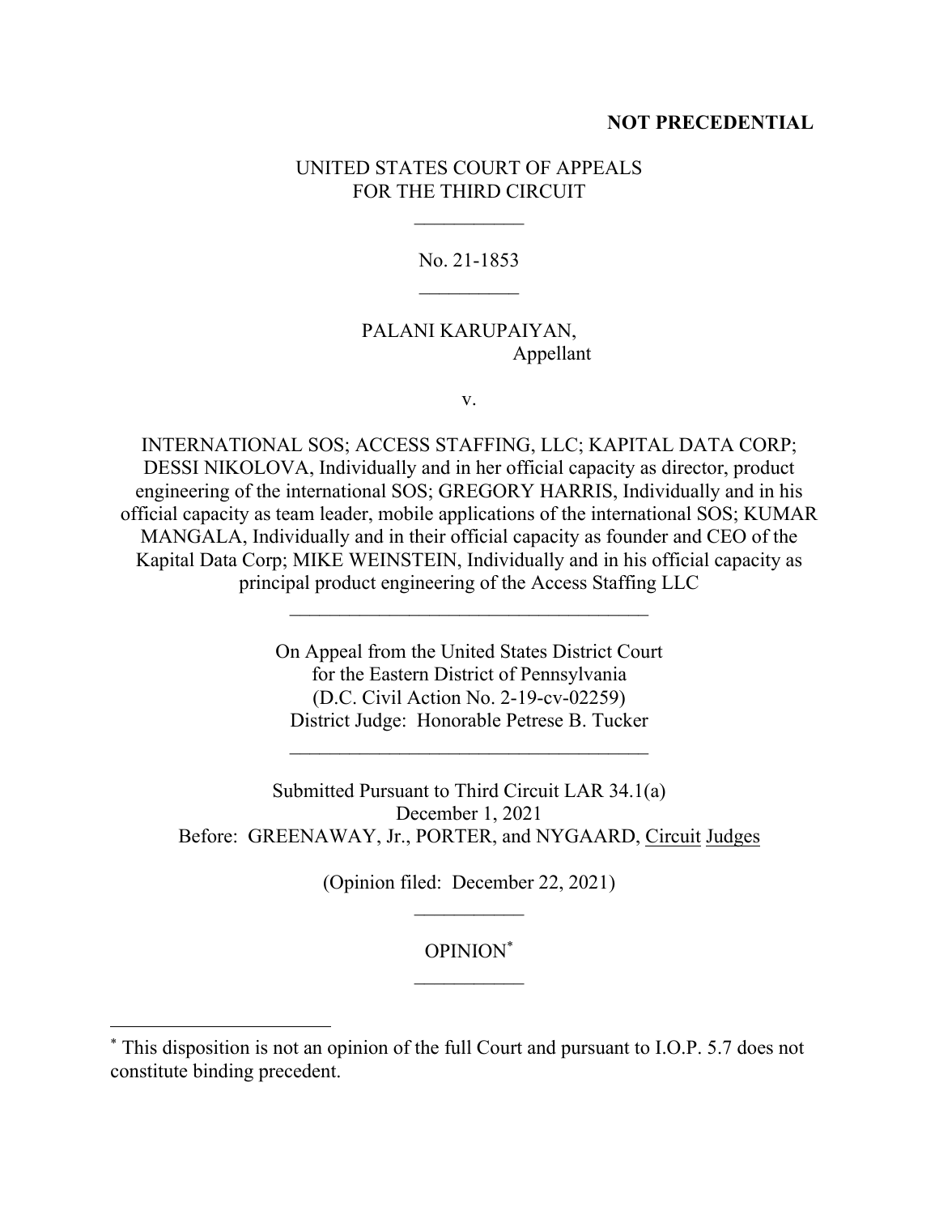**NOT PRECEDENTIAL**

UNITED STATES COURT OF APPEALS
FOR THE THIRD CIRCUIT

\_\_\_\_\_\_\_\_\_\_\_

No. 21-1853

\_\_\_\_\_\_\_\_\_\_

PALANI KARUPAIYAN,
Appellant

v.

INTERNATIONAL SOS; ACCESS STAFFING, LLC; KAPITAL DATA CORP; DESSI NIKOLOVA, Individually and in her official capacity as director, product engineering of the international SOS; GREGORY HARRIS, Individually and in his official capacity as team leader, mobile applications of the international SOS; KUMAR MANGALA, Individually and in their official capacity as founder and CEO of the Kapital Data Corp; MIKE WEINSTEIN, Individually and in his official capacity as principal product engineering of the Access Staffing LLC

\_\_\_\_\_\_\_\_\_\_\_\_\_\_\_\_\_\_\_\_\_\_\_\_\_\_\_\_\_\_\_\_\_\_\_\_

On Appeal from the United States District Court
for the Eastern District of Pennsylvania
(D.C. Civil Action No. 2-19-cv-02259)
District Judge: Honorable Petrese B. Tucker

\_\_\_\_\_\_\_\_\_\_\_\_\_\_\_\_\_\_\_\_\_\_\_\_\_\_\_\_\_\_\_\_\_\_\_\_

Submitted Pursuant to Third Circuit LAR 34.1(a)
December 1, 2021
Before: GREENAWAY, Jr., PORTER, and NYGAARD, Circuit Judges

(Opinion filed: December 22, 2021)

\_\_\_\_\_\_\_\_\_\_\_

OPINION*

\_\_\_\_\_\_\_\_\_\_\_

* This disposition is not an opinion of the full Court and pursuant to I.O.P. 5.7 does not constitute binding precedent.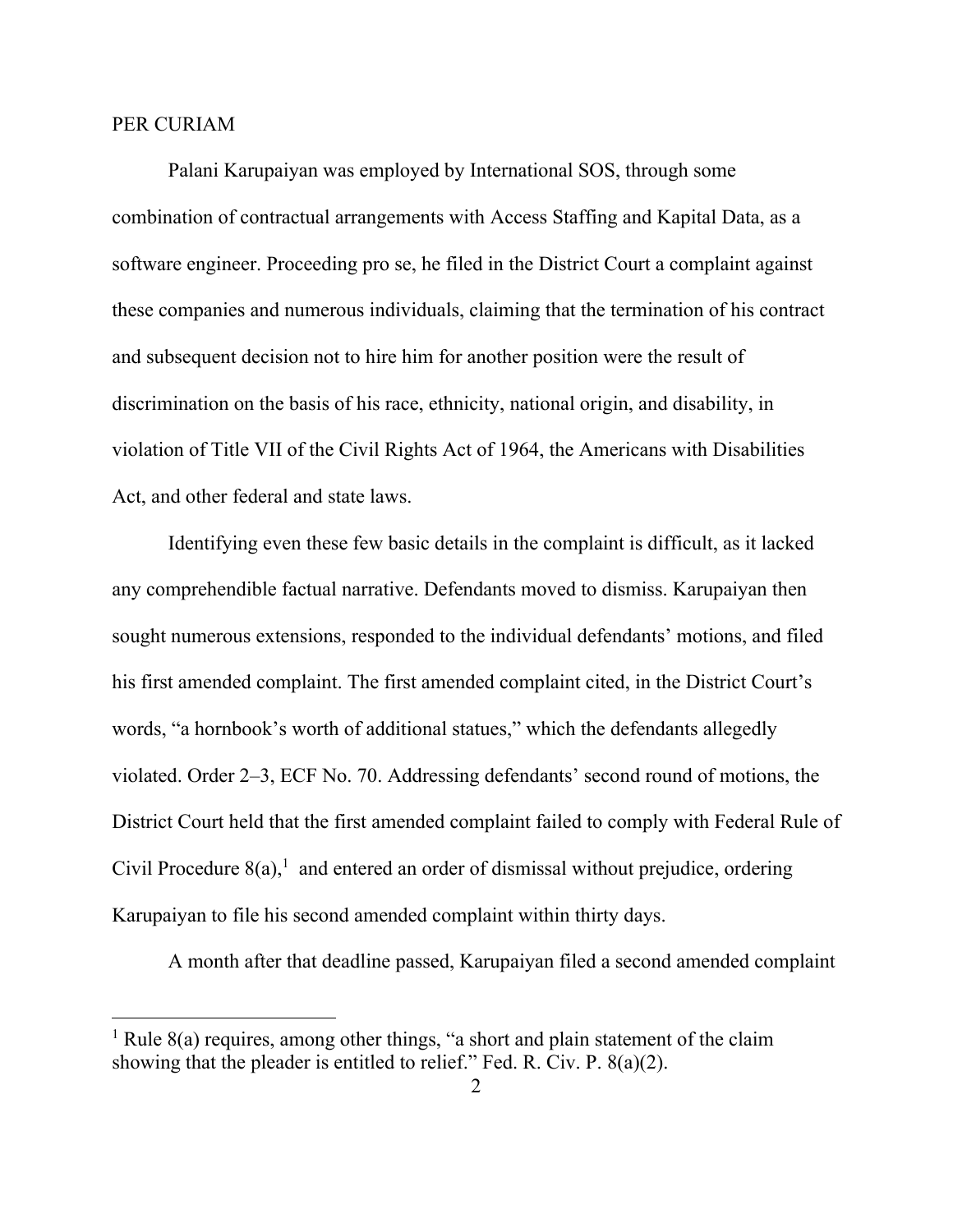PER CURIAM

Palani Karupaiyan was employed by International SOS, through some combination of contractual arrangements with Access Staffing and Kapital Data, as a software engineer. Proceeding pro se, he filed in the District Court a complaint against these companies and numerous individuals, claiming that the termination of his contract and subsequent decision not to hire him for another position were the result of discrimination on the basis of his race, ethnicity, national origin, and disability, in violation of Title VII of the Civil Rights Act of 1964, the Americans with Disabilities Act, and other federal and state laws.

Identifying even these few basic details in the complaint is difficult, as it lacked any comprehendible factual narrative. Defendants moved to dismiss. Karupaiyan then sought numerous extensions, responded to the individual defendants' motions, and filed his first amended complaint. The first amended complaint cited, in the District Court's words, "a hornbook's worth of additional statues," which the defendants allegedly violated. Order 2–3, ECF No. 70. Addressing defendants' second round of motions, the District Court held that the first amended complaint failed to comply with Federal Rule of Civil Procedure 8(a),[1] and entered an order of dismissal without prejudice, ordering Karupaiyan to file his second amended complaint within thirty days.

A month after that deadline passed, Karupaiyan filed a second amended complaint

[1] Rule 8(a) requires, among other things, "a short and plain statement of the claim showing that the pleader is entitled to relief." Fed. R. Civ. P. 8(a)(2).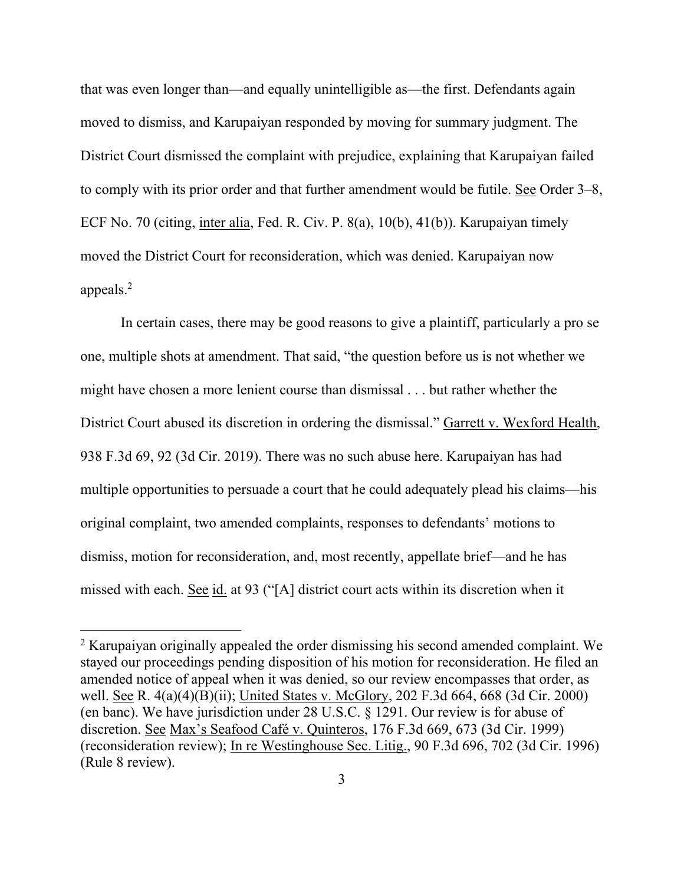that was even longer than—and equally unintelligible as—the first. Defendants again moved to dismiss, and Karupaiyan responded by moving for summary judgment. The District Court dismissed the complaint with prejudice, explaining that Karupaiyan failed to comply with its prior order and that further amendment would be futile. See Order 3–8, ECF No. 70 (citing, inter alia, Fed. R. Civ. P. 8(a), 10(b), 41(b)). Karupaiyan timely moved the District Court for reconsideration, which was denied. Karupaiyan now appeals.[2]

In certain cases, there may be good reasons to give a plaintiff, particularly a pro se one, multiple shots at amendment. That said, "the question before us is not whether we might have chosen a more lenient course than dismissal . . . but rather whether the District Court abused its discretion in ordering the dismissal." Garrett v. Wexford Health, 938 F.3d 69, 92 (3d Cir. 2019). There was no such abuse here. Karupaiyan has had multiple opportunities to persuade a court that he could adequately plead his claims—his original complaint, two amended complaints, responses to defendants' motions to dismiss, motion for reconsideration, and, most recently, appellate brief—and he has missed with each. See id. at 93 ("[A] district court acts within its discretion when it

---

[2] Karupaiyan originally appealed the order dismissing his second amended complaint. We stayed our proceedings pending disposition of his motion for reconsideration. He filed an amended notice of appeal when it was denied, so our review encompasses that order, as well. See R. 4(a)(4)(B)(ii); United States v. McGlory, 202 F.3d 664, 668 (3d Cir. 2000) (en banc). We have jurisdiction under 28 U.S.C. § 1291. Our review is for abuse of discretion. See Max's Seafood Café v. Quinteros, 176 F.3d 669, 673 (3d Cir. 1999) (reconsideration review); In re Westinghouse Sec. Litig., 90 F.3d 696, 702 (3d Cir. 1996) (Rule 8 review).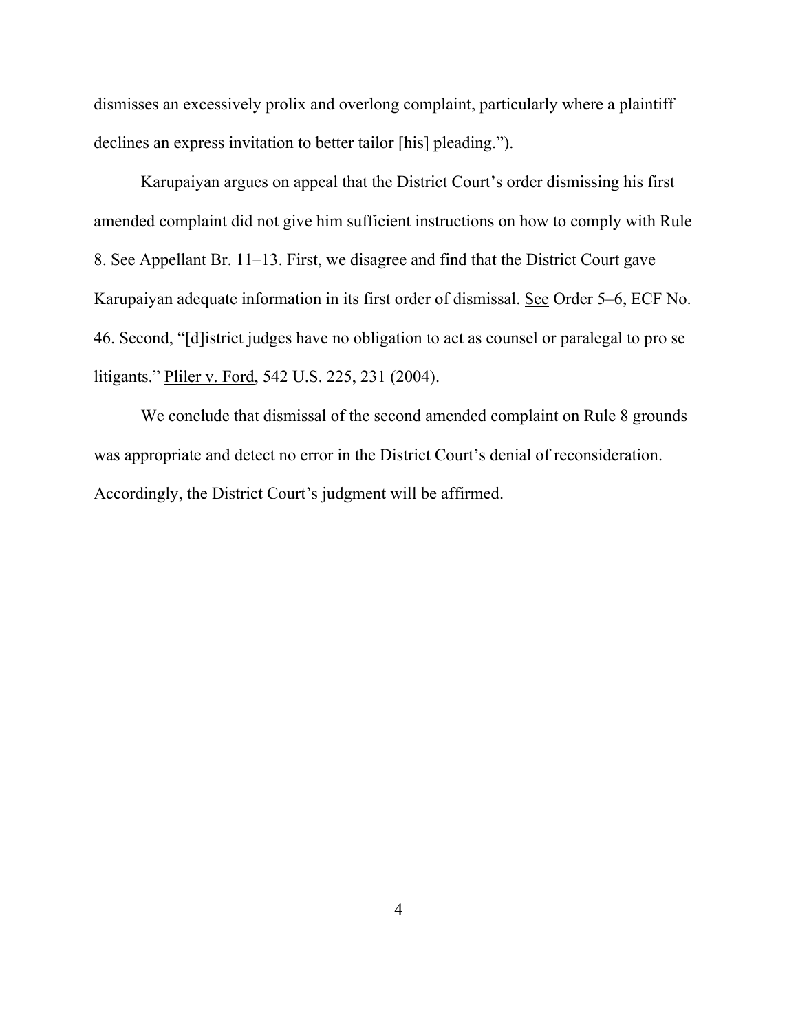dismisses an excessively prolix and overlong complaint, particularly where a plaintiff declines an express invitation to better tailor [his] pleading.").

Karupaiyan argues on appeal that the District Court's order dismissing his first amended complaint did not give him sufficient instructions on how to comply with Rule 8. See Appellant Br. 11–13. First, we disagree and find that the District Court gave Karupaiyan adequate information in its first order of dismissal. See Order 5–6, ECF No. 46. Second, "[d]istrict judges have no obligation to act as counsel or paralegal to pro se litigants." Pliler v. Ford, 542 U.S. 225, 231 (2004).

We conclude that dismissal of the second amended complaint on Rule 8 grounds was appropriate and detect no error in the District Court's denial of reconsideration. Accordingly, the District Court's judgment will be affirmed.